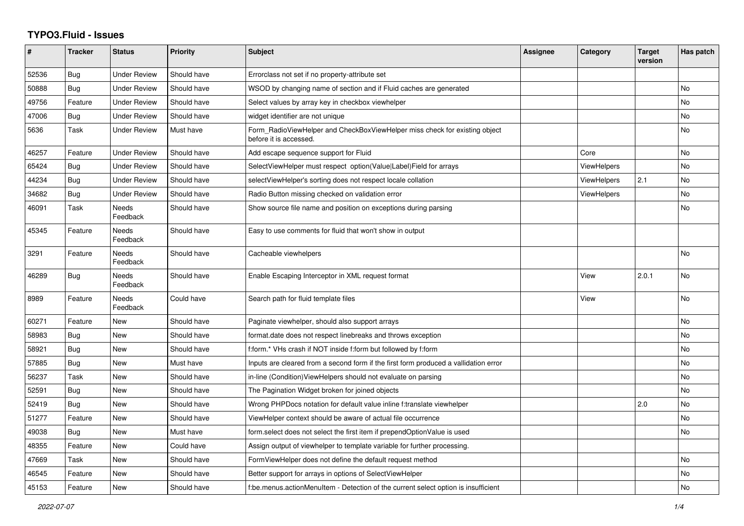# TYPO3.Fluid - Issues

| # | Tracker | Status | Priority | Subject | Assignee | Category | Target version | Has patch |
|---|---|---|---|---|---|---|---|---|
| 52536 | Bug | Under Review | Should have | Errorclass not set if no property-attribute set | | | | |
| 50888 | Bug | Under Review | Should have | WSOD by changing name of section and if Fluid caches are generated | | | | No |
| 49756 | Feature | Under Review | Should have | Select values by array key in checkbox viewhelper | | | | No |
| 47006 | Bug | Under Review | Should have | widget identifier are not unique | | | | No |
| 5636 | Task | Under Review | Must have | Form_RadioViewHelper and CheckBoxViewHelper miss check for existing object before it is accessed. | | | | No |
| 46257 | Feature | Under Review | Should have | Add escape sequence support for Fluid | | Core | | No |
| 65424 | Bug | Under Review | Should have | SelectViewHelper must respect option(Value\|Label)Field for arrays | | ViewHelpers | | No |
| 44234 | Bug | Under Review | Should have | selectViewHelper's sorting does not respect locale collation | | ViewHelpers | 2.1 | No |
| 34682 | Bug | Under Review | Should have | Radio Button missing checked on validation error | | ViewHelpers | | No |
| 46091 | Task | Needs Feedback | Should have | Show source file name and position on exceptions during parsing | | | | No |
| 45345 | Feature | Needs Feedback | Should have | Easy to use comments for fluid that won't show in output | | | | |
| 3291 | Feature | Needs Feedback | Should have | Cacheable viewhelpers | | | | No |
| 46289 | Bug | Needs Feedback | Should have | Enable Escaping Interceptor in XML request format | | View | 2.0.1 | No |
| 8989 | Feature | Needs Feedback | Could have | Search path for fluid template files | | View | | No |
| 60271 | Feature | New | Should have | Paginate viewhelper, should also support arrays | | | | No |
| 58983 | Bug | New | Should have | format.date does not respect linebreaks and throws exception | | | | No |
| 58921 | Bug | New | Should have | f:form.* VHs crash if NOT inside f:form but followed by f:form | | | | No |
| 57885 | Bug | New | Must have | Inputs are cleared from a second form if the first form produced a vallidation error | | | | No |
| 56237 | Task | New | Should have | in-line (Condition)ViewHelpers should not evaluate on parsing | | | | No |
| 52591 | Bug | New | Should have | The Pagination Widget broken for joined objects | | | | No |
| 52419 | Bug | New | Should have | Wrong PHPDocs notation for default value inline f:translate viewhelper | | | 2.0 | No |
| 51277 | Feature | New | Should have | ViewHelper context should be aware of actual file occurrence | | | | No |
| 49038 | Bug | New | Must have | form.select does not select the first item if prependOptionValue is used | | | | No |
| 48355 | Feature | New | Could have | Assign output of viewhelper to template variable for further processing. | | | | |
| 47669 | Task | New | Should have | FormViewHelper does not define the default request method | | | | No |
| 46545 | Feature | New | Should have | Better support for arrays in options of SelectViewHelper | | | | No |
| 45153 | Feature | New | Should have | f:be.menus.actionMenuItem - Detection of the current select option is insufficient | | | | No |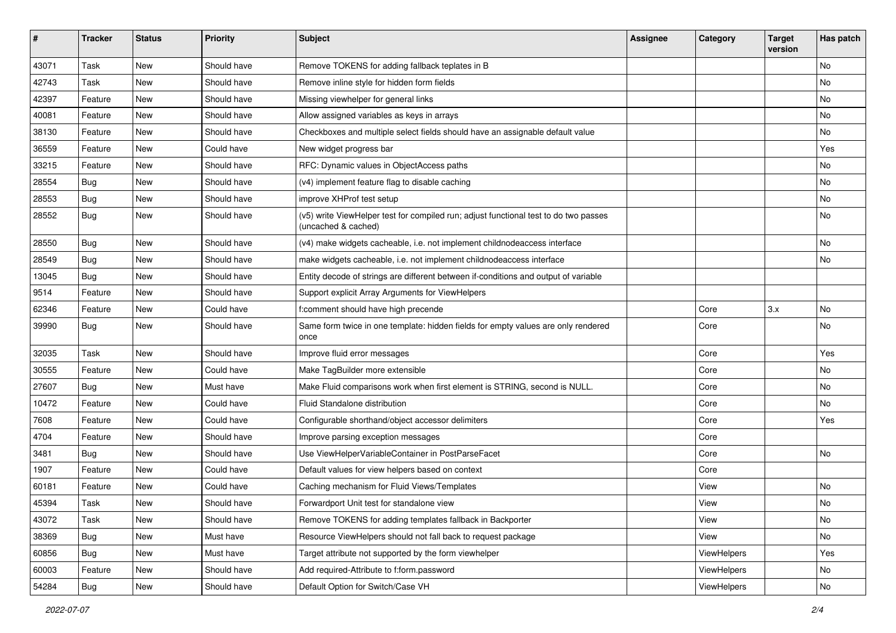| # | Tracker | Status | Priority | Subject | Assignee | Category | Target version | Has patch |
|---|---|---|---|---|---|---|---|---|
| 43071 | Task | New | Should have | Remove TOKENS for adding fallback teplates in B | | | | No |
| 42743 | Task | New | Should have | Remove inline style for hidden form fields | | | | No |
| 42397 | Feature | New | Should have | Missing viewhelper for general links | | | | No |
| 40081 | Feature | New | Should have | Allow assigned variables as keys in arrays | | | | No |
| 38130 | Feature | New | Should have | Checkboxes and multiple select fields should have an assignable default value | | | | No |
| 36559 | Feature | New | Could have | New widget progress bar | | | | Yes |
| 33215 | Feature | New | Should have | RFC: Dynamic values in ObjectAccess paths | | | | No |
| 28554 | Bug | New | Should have | (v4) implement feature flag to disable caching | | | | No |
| 28553 | Bug | New | Should have | improve XHProf test setup | | | | No |
| 28552 | Bug | New | Should have | (v5) write ViewHelper test for compiled run; adjust functional test to do two passes (uncached & cached) | | | | No |
| 28550 | Bug | New | Should have | (v4) make widgets cacheable, i.e. not implement childnodeaccess interface | | | | No |
| 28549 | Bug | New | Should have | make widgets cacheable, i.e. not implement childnodeaccess interface | | | | No |
| 13045 | Bug | New | Should have | Entity decode of strings are different between if-conditions and output of variable | | | | |
| 9514 | Feature | New | Should have | Support explicit Array Arguments for ViewHelpers | | | | |
| 62346 | Feature | New | Could have | f:comment should have high precende | | Core | 3.x | No |
| 39990 | Bug | New | Should have | Same form twice in one template: hidden fields for empty values are only rendered once | | Core | | No |
| 32035 | Task | New | Should have | Improve fluid error messages | | Core | | Yes |
| 30555 | Feature | New | Could have | Make TagBuilder more extensible | | Core | | No |
| 27607 | Bug | New | Must have | Make Fluid comparisons work when first element is STRING, second is NULL. | | Core | | No |
| 10472 | Feature | New | Could have | Fluid Standalone distribution | | Core | | No |
| 7608 | Feature | New | Could have | Configurable shorthand/object accessor delimiters | | Core | | Yes |
| 4704 | Feature | New | Should have | Improve parsing exception messages | | Core | | |
| 3481 | Bug | New | Should have | Use ViewHelperVariableContainer in PostParseFacet | | Core | | No |
| 1907 | Feature | New | Could have | Default values for view helpers based on context | | Core | | |
| 60181 | Feature | New | Could have | Caching mechanism for Fluid Views/Templates | | View | | No |
| 45394 | Task | New | Should have | Forwardport Unit test for standalone view | | View | | No |
| 43072 | Task | New | Should have | Remove TOKENS for adding templates fallback in Backporter | | View | | No |
| 38369 | Bug | New | Must have | Resource ViewHelpers should not fall back to request package | | View | | No |
| 60856 | Bug | New | Must have | Target attribute not supported by the form viewhelper | | ViewHelpers | | Yes |
| 60003 | Feature | New | Should have | Add required-Attribute to f:form.password | | ViewHelpers | | No |
| 54284 | Bug | New | Should have | Default Option for Switch/Case VH | | ViewHelpers | | No |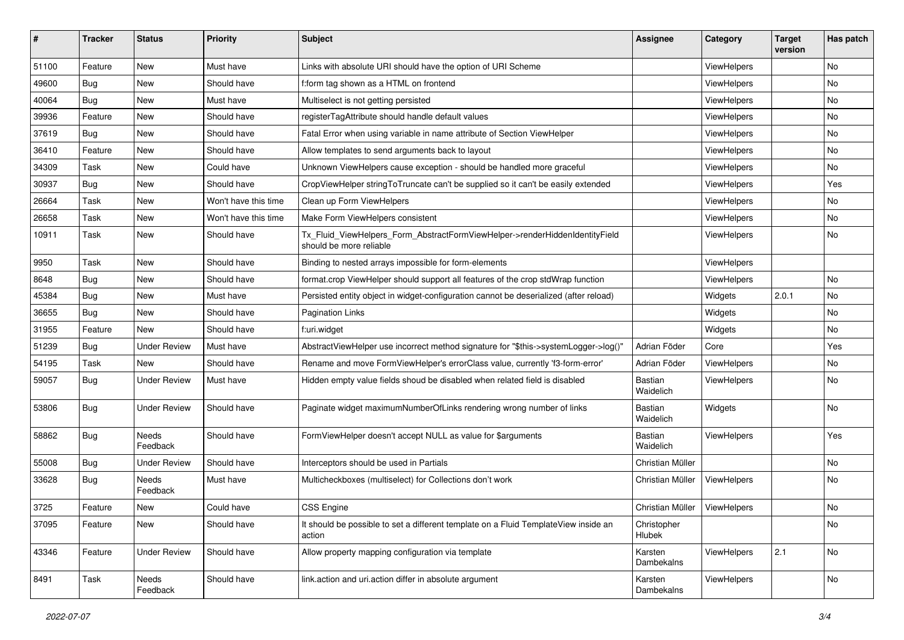| # | Tracker | Status | Priority | Subject | Assignee | Category | Target version | Has patch |
|---|---|---|---|---|---|---|---|---|
| 51100 | Feature | New | Must have | Links with absolute URI should have the option of URI Scheme | | ViewHelpers | | No |
| 49600 | Bug | New | Should have | f:form tag shown as a HTML on frontend | | ViewHelpers | | No |
| 40064 | Bug | New | Must have | Multiselect is not getting persisted | | ViewHelpers | | No |
| 39936 | Feature | New | Should have | registerTagAttribute should handle default values | | ViewHelpers | | No |
| 37619 | Bug | New | Should have | Fatal Error when using variable in name attribute of Section ViewHelper | | ViewHelpers | | No |
| 36410 | Feature | New | Should have | Allow templates to send arguments back to layout | | ViewHelpers | | No |
| 34309 | Task | New | Could have | Unknown ViewHelpers cause exception - should be handled more graceful | | ViewHelpers | | No |
| 30937 | Bug | New | Should have | CropViewHelper stringToTruncate can't be supplied so it can't be easily extended | | ViewHelpers | | Yes |
| 26664 | Task | New | Won't have this time | Clean up Form ViewHelpers | | ViewHelpers | | No |
| 26658 | Task | New | Won't have this time | Make Form ViewHelpers consistent | | ViewHelpers | | No |
| 10911 | Task | New | Should have | Tx_Fluid_ViewHelpers_Form_AbstractFormViewHelper->renderHiddenIdentityField should be more reliable | | ViewHelpers | | No |
| 9950 | Task | New | Should have | Binding to nested arrays impossible for form-elements | | ViewHelpers | | |
| 8648 | Bug | New | Should have | format.crop ViewHelper should support all features of the crop stdWrap function | | ViewHelpers | | No |
| 45384 | Bug | New | Must have | Persisted entity object in widget-configuration cannot be deserialized (after reload) | | Widgets | 2.0.1 | No |
| 36655 | Bug | New | Should have | Pagination Links | | Widgets | | No |
| 31955 | Feature | New | Should have | f:uri.widget | | Widgets | | No |
| 51239 | Bug | Under Review | Must have | AbstractViewHelper use incorrect method signature for "$this->systemLogger->log()" | Adrian Föder | Core | | Yes |
| 54195 | Task | New | Should have | Rename and move FormViewHelper's errorClass value, currently 'f3-form-error' | Adrian Föder | ViewHelpers | | No |
| 59057 | Bug | Under Review | Must have | Hidden empty value fields shoud be disabled when related field is disabled | Bastian Waidelich | ViewHelpers | | No |
| 53806 | Bug | Under Review | Should have | Paginate widget maximumNumberOfLinks rendering wrong number of links | Bastian Waidelich | Widgets | | No |
| 58862 | Bug | Needs Feedback | Should have | FormViewHelper doesn't accept NULL as value for $arguments | Bastian Waidelich | ViewHelpers | | Yes |
| 55008 | Bug | Under Review | Should have | Interceptors should be used in Partials | Christian Müller | | | No |
| 33628 | Bug | Needs Feedback | Must have | Multicheckboxes (multiselect) for Collections don't work | Christian Müller | ViewHelpers | | No |
| 3725 | Feature | New | Could have | CSS Engine | Christian Müller | ViewHelpers | | No |
| 37095 | Feature | New | Should have | It should be possible to set a different template on a Fluid TemplateView inside an action | Christopher Hlubek | | | No |
| 43346 | Feature | Under Review | Should have | Allow property mapping configuration via template | Karsten Dambekalns | ViewHelpers | 2.1 | No |
| 8491 | Task | Needs Feedback | Should have | link.action and uri.action differ in absolute argument | Karsten Dambekalns | ViewHelpers | | No |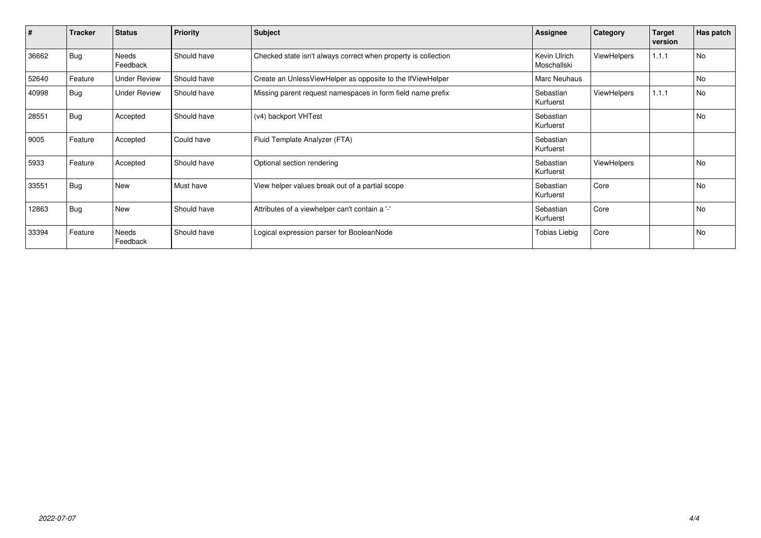| # | Tracker | Status | Priority | Subject | Assignee | Category | Target version | Has patch |
|---|---|---|---|---|---|---|---|---|
| 36662 | Bug | Needs Feedback | Should have | Checked state isn't always correct when property is collection | Kevin Ulrich Moschallski | ViewHelpers | 1.1.1 | No |
| 52640 | Feature | Under Review | Should have | Create an UnlessViewHelper as opposite to the IfViewHelper | Marc Neuhaus | | | No |
| 40998 | Bug | Under Review | Should have | Missing parent request namespaces in form field name prefix | Sebastian Kurfuerst | ViewHelpers | 1.1.1 | No |
| 28551 | Bug | Accepted | Should have | (v4) backport VHTest | Sebastian Kurfuerst | | | No |
| 9005 | Feature | Accepted | Could have | Fluid Template Analyzer (FTA) | Sebastian Kurfuerst | | | |
| 5933 | Feature | Accepted | Should have | Optional section rendering | Sebastian Kurfuerst | ViewHelpers | | No |
| 33551 | Bug | New | Must have | View helper values break out of a partial scope | Sebastian Kurfuerst | Core | | No |
| 12863 | Bug | New | Should have | Attributes of a viewhelper can't contain a '-' | Sebastian Kurfuerst | Core | | No |
| 33394 | Feature | Needs Feedback | Should have | Logical expression parser for BooleanNode | Tobias Liebig | Core | | No |